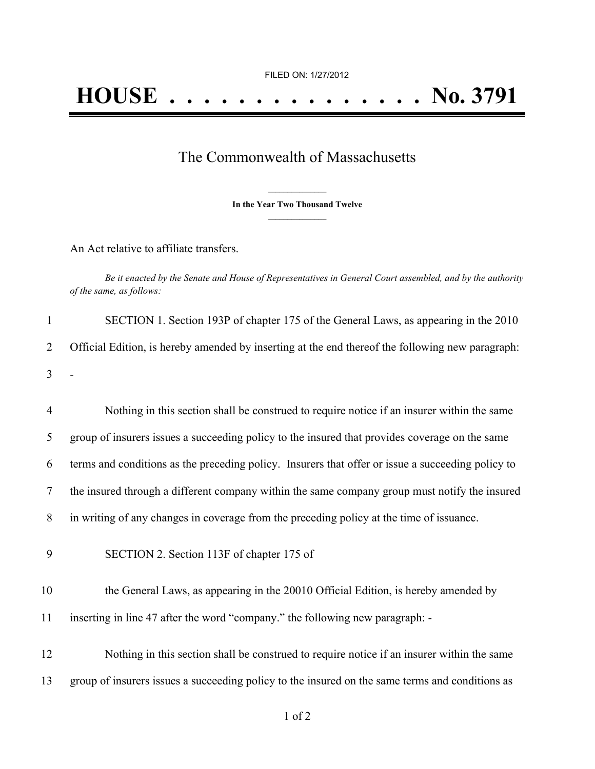FILED ON: 1/27/2012

# HOUSE . . . . . . . . . . . . . . . No. 3791

## The Commonwealth of Massachusetts

**In the Year Two Thousand Twelve**

An Act relative to affiliate transfers.

*Be it enacted by the Senate and House of Representatives in General Court assembled, and by the authority of the same, as follows:*

1 SECTION 1. Section 193P of chapter 175 of the General Laws, as appearing in the 2010
2 Official Edition, is hereby amended by inserting at the end thereof the following new paragraph:
3 -

4 Nothing in this section shall be construed to require notice if an insurer within the same
5 group of insurers issues a succeeding policy to the insured that provides coverage on the same
6 terms and conditions as the preceding policy. Insurers that offer or issue a succeeding policy to
7 the insured through a different company within the same company group must notify the insured
8 in writing of any changes in coverage from the preceding policy at the time of issuance.

9 SECTION 2. Section 113F of chapter 175 of

10 the General Laws, as appearing in the 20010 Official Edition, is hereby amended by
11 inserting in line 47 after the word "company." the following new paragraph: -

12 Nothing in this section shall be construed to require notice if an insurer within the same
13 group of insurers issues a succeeding policy to the insured on the same terms and conditions as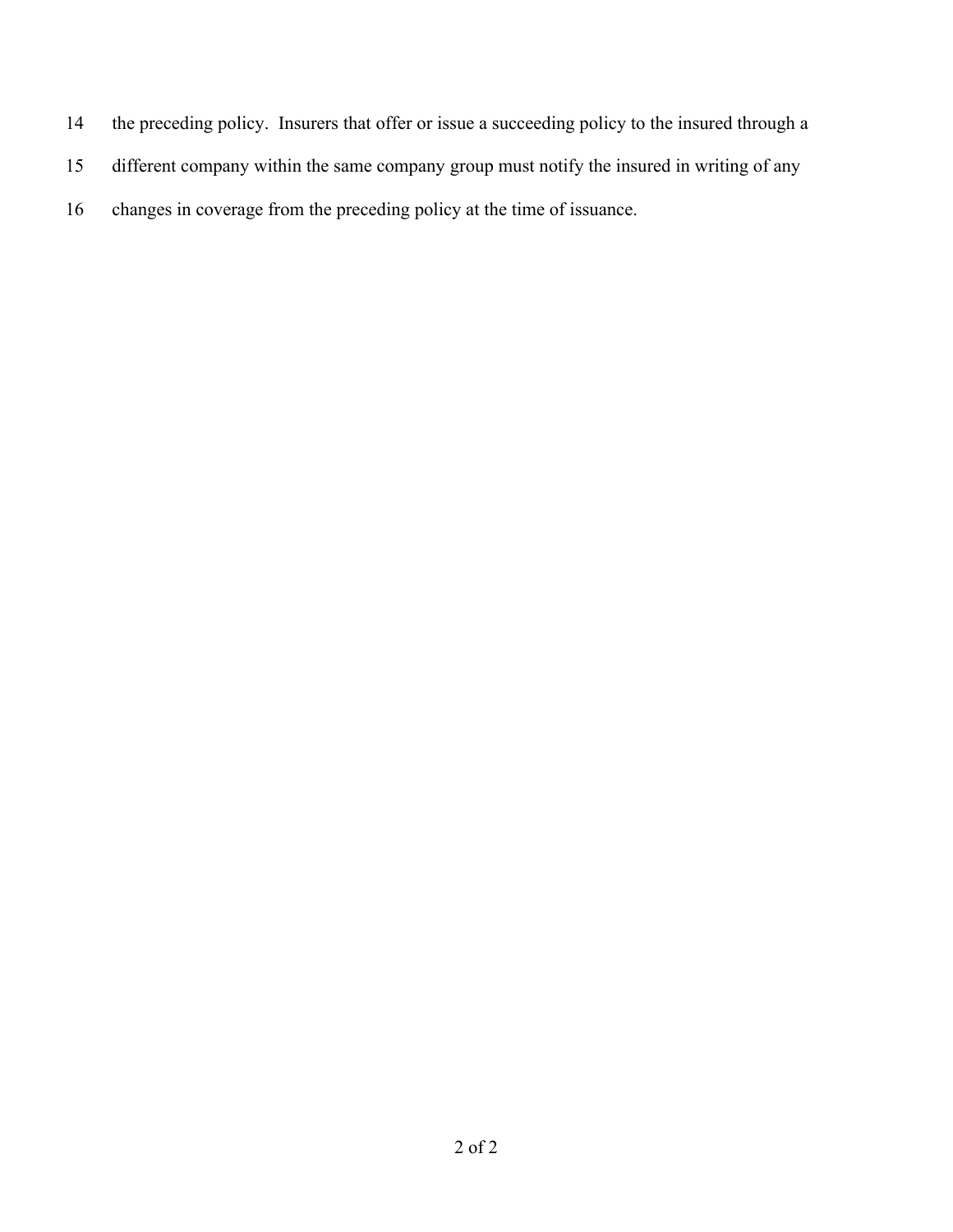the preceding policy. Insurers that offer or issue a succeeding policy to the insured through a different company within the same company group must notify the insured in writing of any changes in coverage from the preceding policy at the time of issuance.